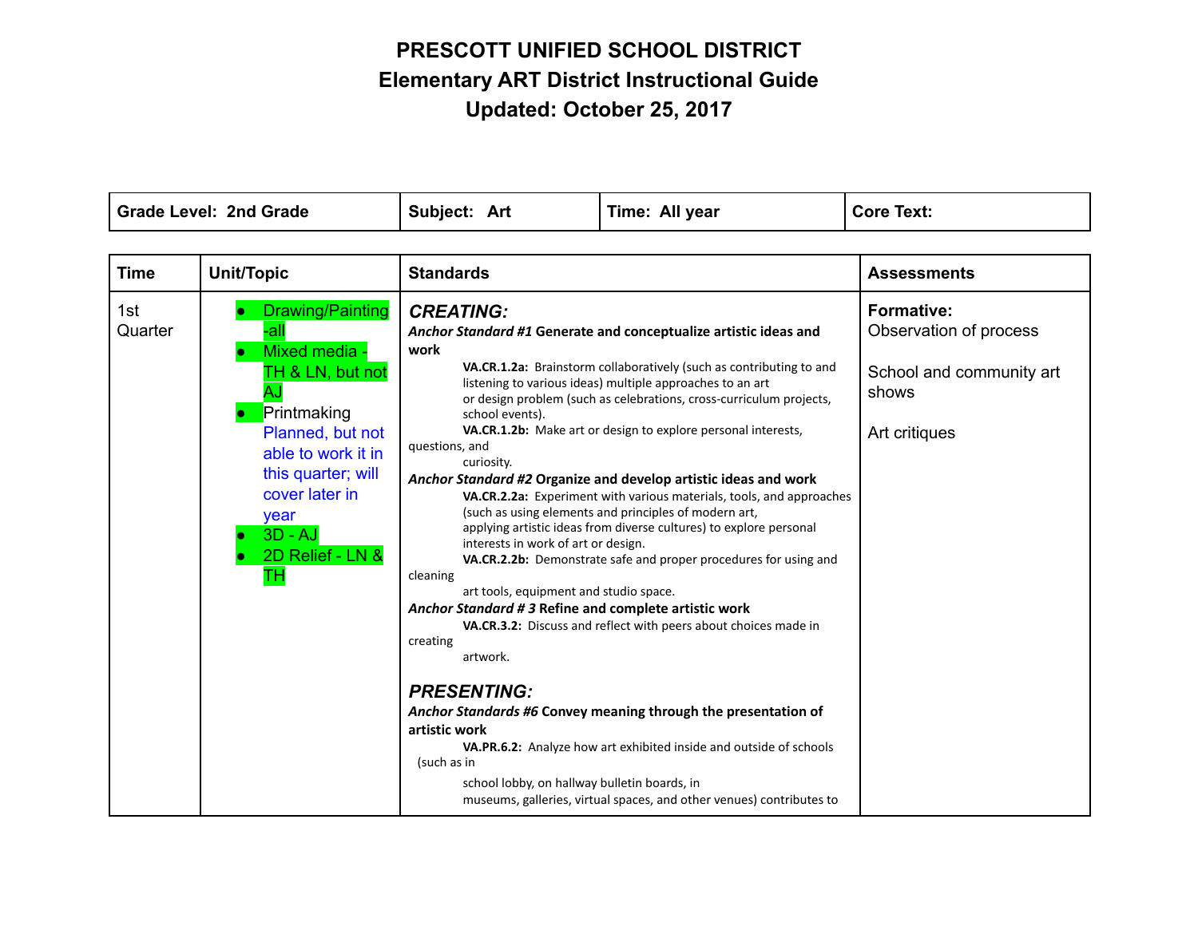# PRESCOTT UNIFIED SCHOOL DISTRICT
## Elementary ART District Instructional Guide
### Updated: October 25, 2017

| Grade Level: 2nd Grade | Subject: Art | Time: All year | Core Text: |
|---|---|---|---|

| Time | Unit/Topic | Standards | Assessments |
|---|---|---|---|
| 1st Quarter | • Drawing/Painting -all<br>• Mixed media - TH & LN, but not AJ<br>• Printmaking Planned, but not able to work it in this quarter; will cover later in year<br>• 3D - AJ<br>• 2D Relief - LN & TH | ***CREATING:***<br>***Anchor Standard #1* Generate and conceptualize artistic ideas and work**<br>**VA.CR.1.2a:** Brainstorm collaboratively (such as contributing to and listening to various ideas) multiple approaches to an art or design problem (such as celebrations, cross-curriculum projects, school events).<br>**VA.CR.1.2b:** Make art or design to explore personal interests, questions, and curiosity.<br>***Anchor Standard #2* Organize and develop artistic ideas and work**<br>**VA.CR.2.2a:** Experiment with various materials, tools, and approaches (such as using elements and principles of modern art, applying artistic ideas from diverse cultures) to explore personal interests in work of art or design.<br>**VA.CR.2.2b:** Demonstrate safe and proper procedures for using and cleaning art tools, equipment and studio space.<br>***Anchor Standard # 3* Refine and complete artistic work**<br>**VA.CR.3.2:** Discuss and reflect with peers about choices made in creating artwork.<br><br>***PRESENTING:***<br>***Anchor Standards #6* Convey meaning through the presentation of artistic work**<br>**VA.PR.6.2:** Analyze how art exhibited inside and outside of schools (such as in school lobby, on hallway bulletin boards, in museums, galleries, virtual spaces, and other venues) contributes to | **Formative:**<br>Observation of process<br><br>School and community art shows<br><br>Art critiques |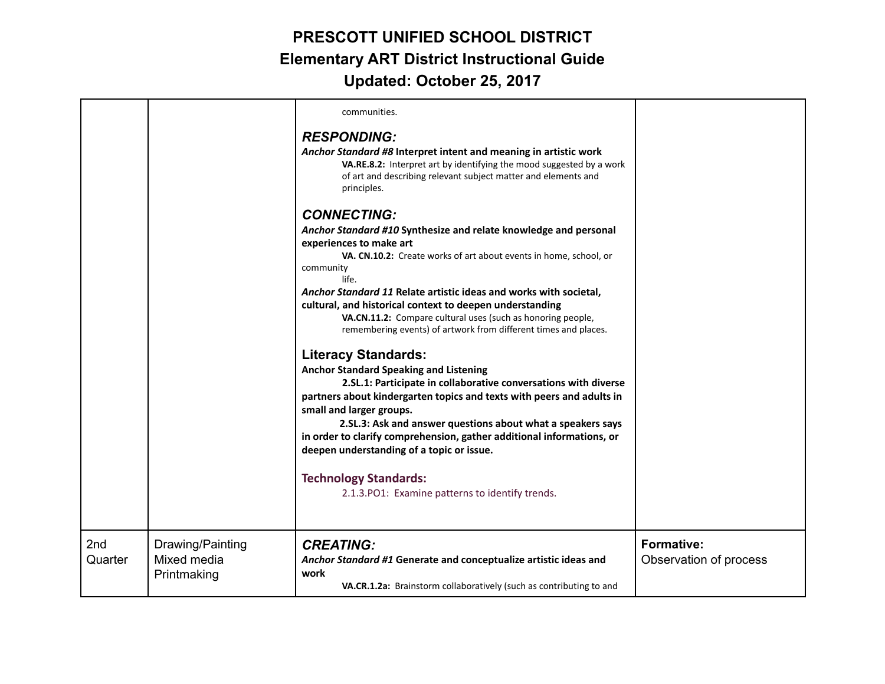# PRESCOTT UNIFIED SCHOOL DISTRICT
## Elementary ART District Instructional Guide
## Updated: October 25, 2017

| | | | |
|---|---|---|---|
| | | communities.<br><br>***RESPONDING:***<br>***Anchor Standard #8* Interpret intent and meaning in artistic work**<br>**VA.RE.8.2:** Interpret art by identifying the mood suggested by a work of art and describing relevant subject matter and elements and principles.<br><br>***CONNECTING:***<br>***Anchor Standard #10* Synthesize and relate knowledge and personal experiences to make art**<br>**VA. CN.10.2:** Create works of art about events in home, school, or community life.<br>***Anchor Standard 11* Relate artistic ideas and works with societal, cultural, and historical context to deepen understanding**<br>**VA.CN.11.2:** Compare cultural uses (such as honoring people, remembering events) of artwork from different times and places.<br><br>**Literacy Standards:**<br>**Anchor Standard Speaking and Listening**<br>**2.SL.1: Participate in collaborative conversations with diverse partners about kindergarten topics and texts with peers and adults in small and larger groups.**<br>**2.SL.3: Ask and answer questions about what a speakers says in order to clarify comprehension, gather additional informations, or deepen understanding of a topic or issue.**<br><br>**Technology Standards:**<br>2.1.3.PO1: Examine patterns to identify trends. | |
| 2nd Quarter | Drawing/Painting<br>Mixed media<br>Printmaking | ***CREATING:***<br>***Anchor Standard #1* Generate and conceptualize artistic ideas and work**<br>**VA.CR.1.2a:** Brainstorm collaboratively (such as contributing to and | **Formative:**<br>Observation of process |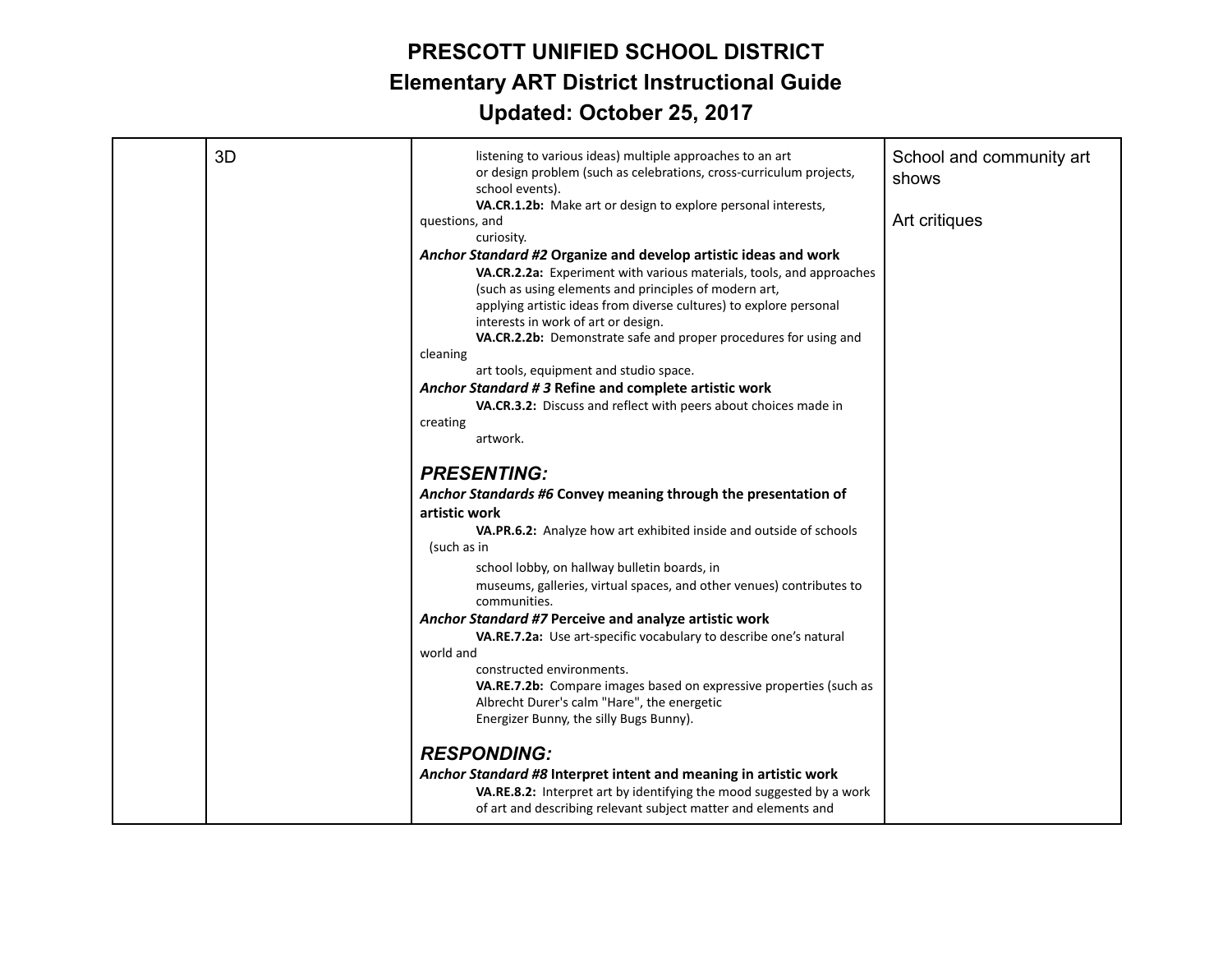# PRESCOTT UNIFIED SCHOOL DISTRICT
## Elementary ART District Instructional Guide
## Updated: October 25, 2017

| | | | |
|---|---|---|---|
| | 3D | listening to various ideas) multiple approaches to an art or design problem (such as celebrations, cross-curriculum projects, school events).<br>**VA.CR.1.2b:** Make art or design to explore personal interests, questions, and curiosity.<br>***Anchor Standard #2* Organize and develop artistic ideas and work**<br>**VA.CR.2.2a:** Experiment with various materials, tools, and approaches (such as using elements and principles of modern art, applying artistic ideas from diverse cultures) to explore personal interests in work of art or design.<br>**VA.CR.2.2b:** Demonstrate safe and proper procedures for using and cleaning art tools, equipment and studio space.<br>***Anchor Standard # 3* Refine and complete artistic work**<br>**VA.CR.3.2:** Discuss and reflect with peers about choices made in creating artwork.<br><br>***PRESENTING:***<br>***Anchor Standards #6* Convey meaning through the presentation of artistic work**<br>**VA.PR.6.2:** Analyze how art exhibited inside and outside of schools (such as in school lobby, on hallway bulletin boards, in museums, galleries, virtual spaces, and other venues) contributes to communities.<br>***Anchor Standard #7* Perceive and analyze artistic work**<br>**VA.RE.7.2a:** Use art-specific vocabulary to describe one's natural world and constructed environments.<br>**VA.RE.7.2b:** Compare images based on expressive properties (such as Albrecht Durer's calm "Hare", the energetic Energizer Bunny, the silly Bugs Bunny).<br><br>***RESPONDING:***<br>***Anchor Standard #8* Interpret intent and meaning in artistic work**<br>**VA.RE.8.2:** Interpret art by identifying the mood suggested by a work of art and describing relevant subject matter and elements and | School and community art shows<br><br>Art critiques |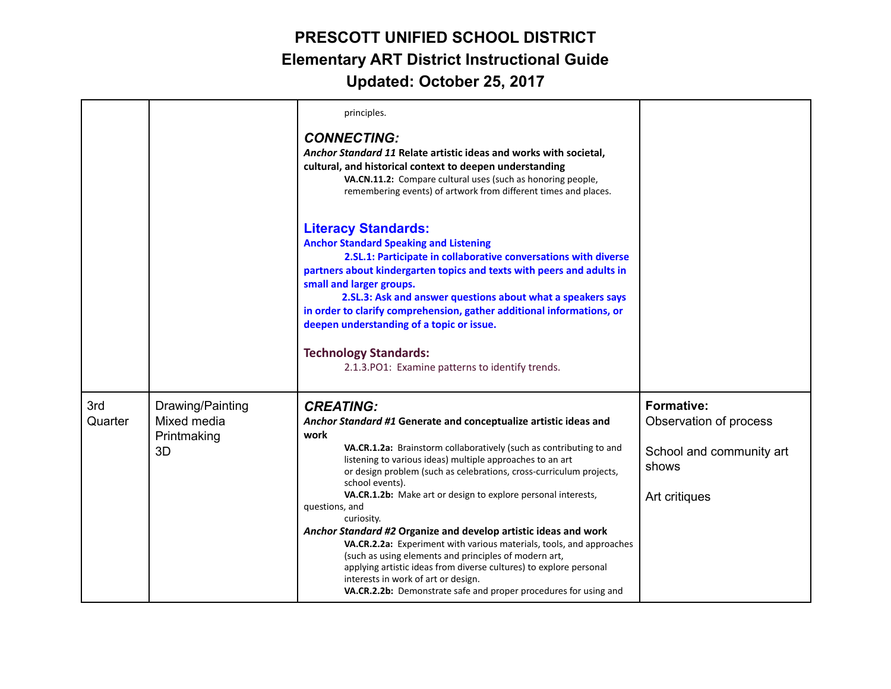# PRESCOTT UNIFIED SCHOOL DISTRICT
## Elementary ART District Instructional Guide
### Updated: October 25, 2017

| | | | |
|---|---|---|---|
| | | principles.<br><br>***CONNECTING:***<br>***Anchor Standard 11* Relate artistic ideas and works with societal, cultural, and historical context to deepen understanding**<br>**VA.CN.11.2:** Compare cultural uses (such as honoring people, remembering events) of artwork from different times and places.<br><br>**Literacy Standards:**<br>**Anchor Standard Speaking and Listening**<br>**2.SL.1: Participate in collaborative conversations with diverse partners about kindergarten topics and texts with peers and adults in small and larger groups.**<br>**2.SL.3: Ask and answer questions about what a speakers says in order to clarify comprehension, gather additional informations, or deepen understanding of a topic or issue.**<br><br>**Technology Standards:**<br>2.1.3.PO1: Examine patterns to identify trends. | |
| 3rd Quarter | Drawing/Painting<br>Mixed media<br>Printmaking<br>3D | ***CREATING:***<br>***Anchor Standard #1* Generate and conceptualize artistic ideas and work**<br>**VA.CR.1.2a:** Brainstorm collaboratively (such as contributing to and listening to various ideas) multiple approaches to an art or design problem (such as celebrations, cross-curriculum projects, school events).<br>**VA.CR.1.2b:** Make art or design to explore personal interests, questions, and curiosity.<br>***Anchor Standard #2* Organize and develop artistic ideas and work**<br>**VA.CR.2.2a:** Experiment with various materials, tools, and approaches (such as using elements and principles of modern art, applying artistic ideas from diverse cultures) to explore personal interests in work of art or design.<br>**VA.CR.2.2b:** Demonstrate safe and proper procedures for using and | **Formative:**<br>Observation of process<br><br>School and community art shows<br><br>Art critiques |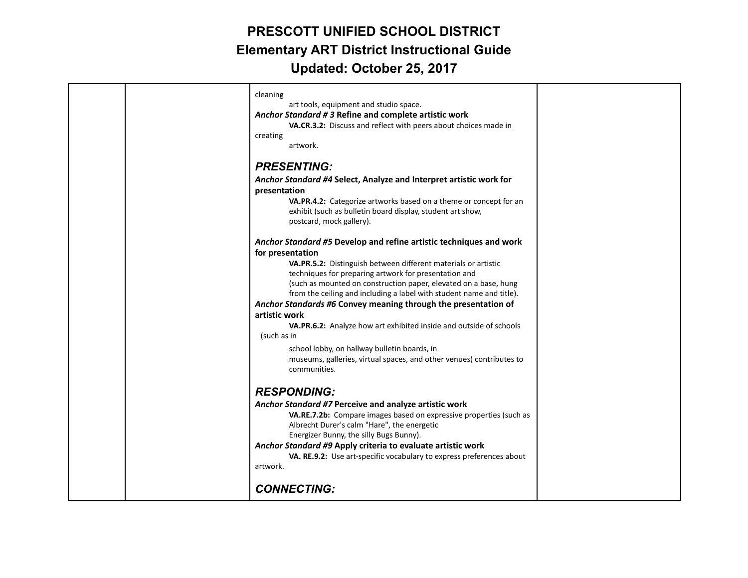| | | cleaning art tools, equipment and studio space.<br>***Anchor Standard # 3* Refine and complete artistic work**<br>**VA.CR.3.2:** Discuss and reflect with peers about choices made in creating artwork.<br><br>***PRESENTING:***<br>***Anchor Standard #4* Select, Analyze and Interpret artistic work for presentation**<br>**VA.PR.4.2:** Categorize artworks based on a theme or concept for an exhibit (such as bulletin board display, student art show, postcard, mock gallery).<br><br>***Anchor Standard #5* Develop and refine artistic techniques and work for presentation**<br>**VA.PR.5.2:** Distinguish between different materials or artistic techniques for preparing artwork for presentation and (such as mounted on construction paper, elevated on a base, hung from the ceiling and including a label with student name and title).<br>***Anchor Standards #6* Convey meaning through the presentation of artistic work**<br>**VA.PR.6.2:** Analyze how art exhibited inside and outside of schools (such as in school lobby, on hallway bulletin boards, in museums, galleries, virtual spaces, and other venues) contributes to communities.<br><br>***RESPONDING:***<br>***Anchor Standard #7* Perceive and analyze artistic work**<br>**VA.RE.7.2b:** Compare images based on expressive properties (such as Albrecht Durer's calm "Hare", the energetic Energizer Bunny, the silly Bugs Bunny).<br>***Anchor Standard #9* Apply criteria to evaluate artistic work**<br>**VA. RE.9.2:** Use art-specific vocabulary to express preferences about artwork.<br><br>***CONNECTING:*** | |
|---|---|---|---|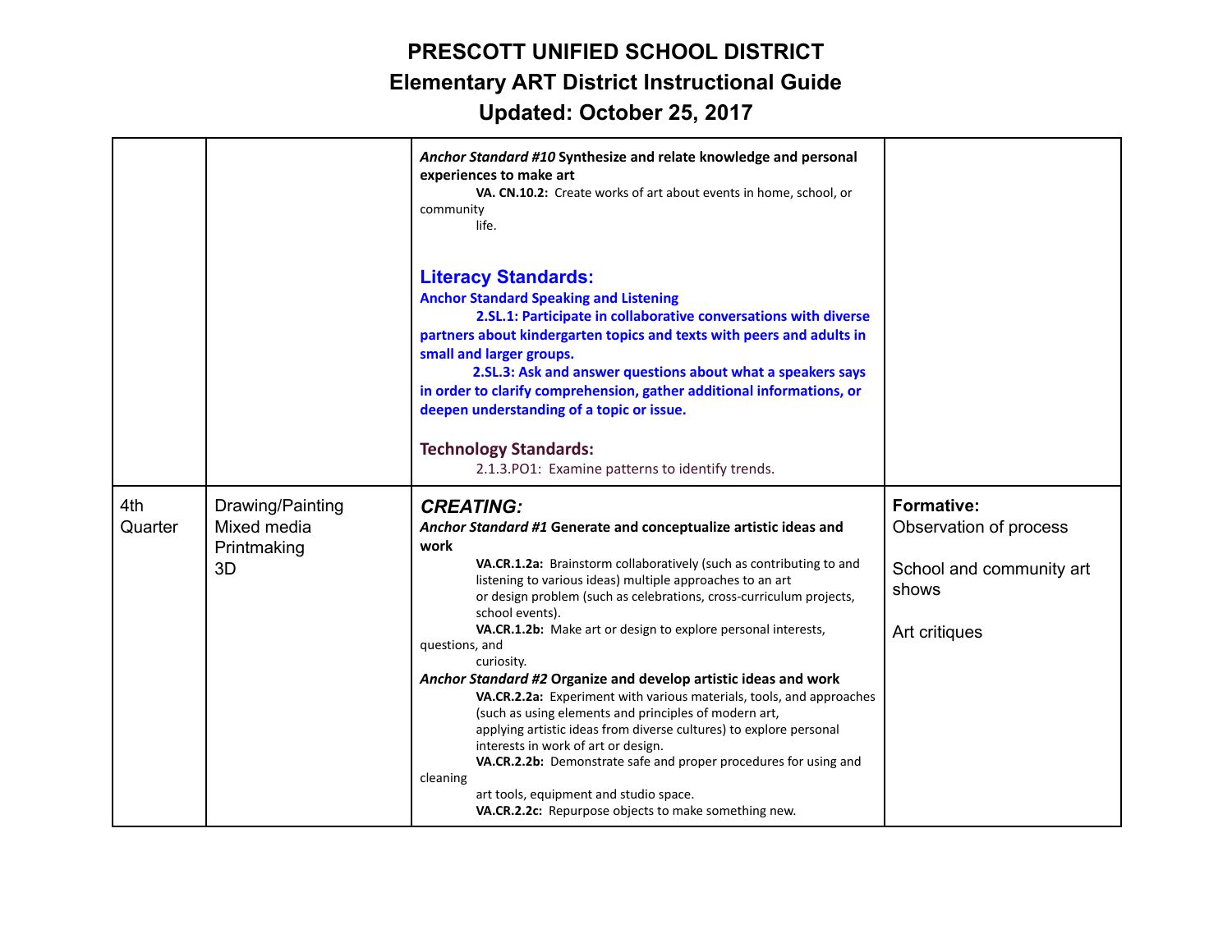# PRESCOTT UNIFIED SCHOOL DISTRICT
## Elementary ART District Instructional Guide
## Updated: October 25, 2017

| | | | |
|---|---|---|---|
| | | ***Anchor Standard #10*** **Synthesize and relate knowledge and personal experiences to make art**<br>**VA. CN.10.2:** Create works of art about events in home, school, or community life.<br><br>**Literacy Standards:**<br>**Anchor Standard Speaking and Listening**<br>**2.SL.1: Participate in collaborative conversations with diverse partners about kindergarten topics and texts with peers and adults in small and larger groups.**<br>**2.SL.3: Ask and answer questions about what a speakers says in order to clarify comprehension, gather additional informations, or deepen understanding of a topic or issue.**<br><br>**Technology Standards:**<br>2.1.3.PO1: Examine patterns to identify trends. | |
| 4th Quarter | Drawing/Painting<br>Mixed media<br>Printmaking<br>3D | ***CREATING:***<br>***Anchor Standard #1*** **Generate and conceptualize artistic ideas and work**<br>**VA.CR.1.2a:** Brainstorm collaboratively (such as contributing to and listening to various ideas) multiple approaches to an art or design problem (such as celebrations, cross-curriculum projects, school events).<br>**VA.CR.1.2b:** Make art or design to explore personal interests, questions, and curiosity.<br>***Anchor Standard #2*** **Organize and develop artistic ideas and work**<br>**VA.CR.2.2a:** Experiment with various materials, tools, and approaches (such as using elements and principles of modern art, applying artistic ideas from diverse cultures) to explore personal interests in work of art or design.<br>**VA.CR.2.2b:** Demonstrate safe and proper procedures for using and cleaning art tools, equipment and studio space.<br>**VA.CR.2.2c:** Repurpose objects to make something new. | **Formative:**<br>Observation of process<br><br>School and community art shows<br><br>Art critiques |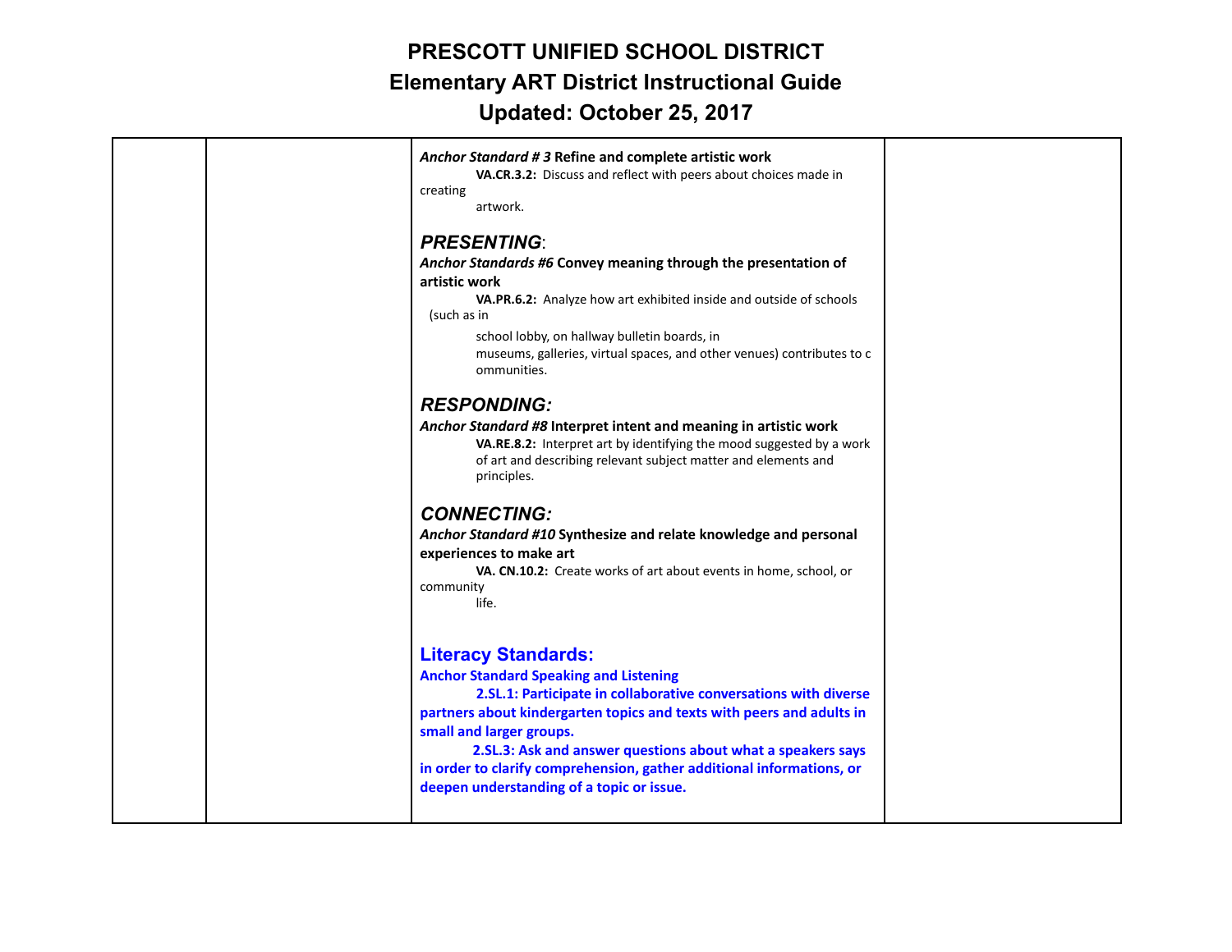# PRESCOTT UNIFIED SCHOOL DISTRICT
## Elementary ART District Instructional Guide
## Updated: October 25, 2017

| | | | |
|---|---|---|---|
| | | ***Anchor Standard # 3*** **Refine and complete artistic work**<br>**VA.CR.3.2:** Discuss and reflect with peers about choices made in creating artwork.<br><br>***PRESENTING*:**<br>***Anchor Standards #6*** **Convey meaning through the presentation of artistic work**<br>**VA.PR.6.2:** Analyze how art exhibited inside and outside of schools (such as in school lobby, on hallway bulletin boards, in museums, galleries, virtual spaces, and other venues) contributes to communities.<br><br>***RESPONDING:***<br>***Anchor Standard #8*** **Interpret intent and meaning in artistic work**<br>**VA.RE.8.2:** Interpret art by identifying the mood suggested by a work of art and describing relevant subject matter and elements and principles.<br><br>***CONNECTING:***<br>***Anchor Standard #10*** **Synthesize and relate knowledge and personal experiences to make art**<br>**VA. CN.10.2:** Create works of art about events in home, school, or community life.<br><br>**Literacy Standards:**<br>**Anchor Standard Speaking and Listening**<br>**2.SL.1: Participate in collaborative conversations with diverse partners about kindergarten topics and texts with peers and adults in small and larger groups.**<br>**2.SL.3: Ask and answer questions about what a speakers says in order to clarify comprehension, gather additional informations, or deepen understanding of a topic or issue.** | |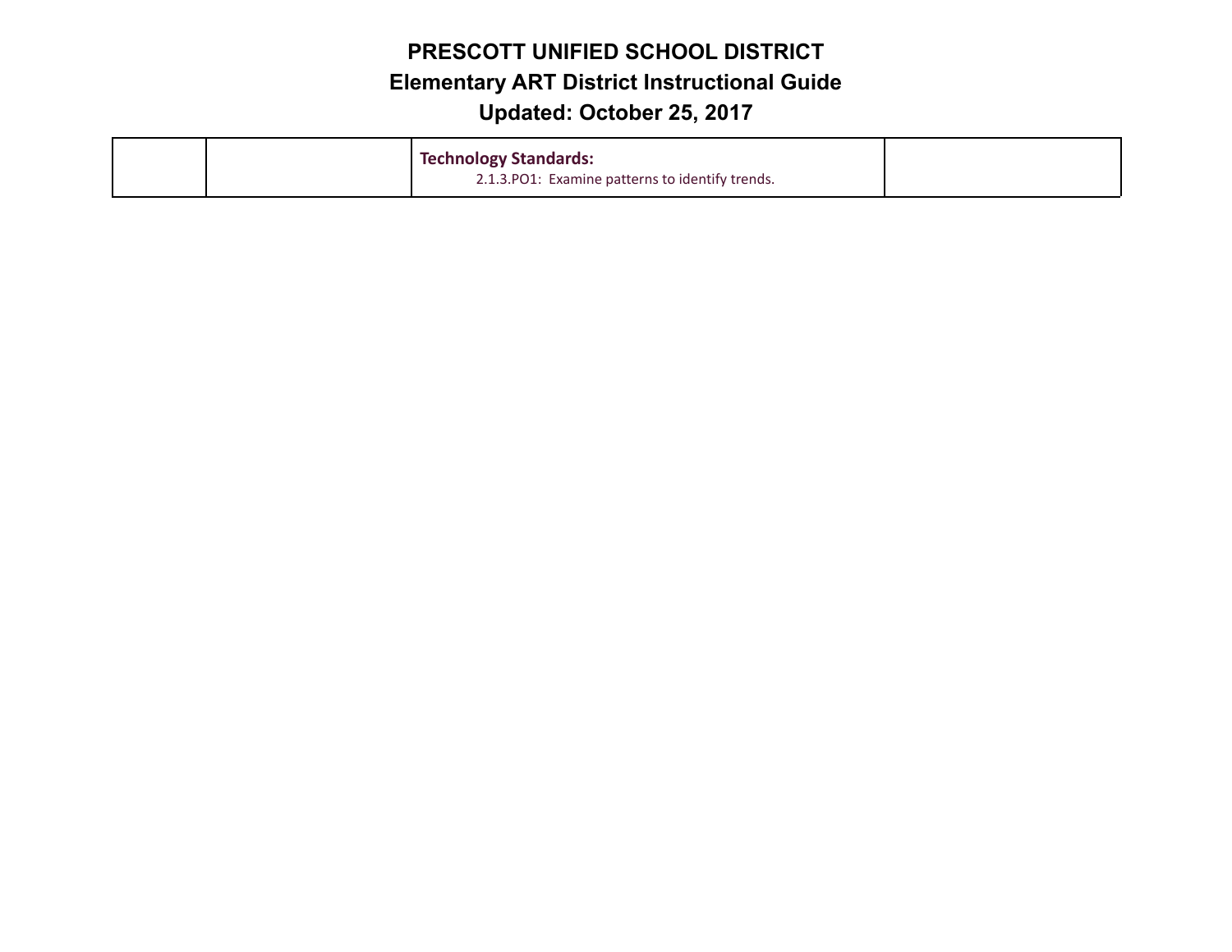| | | | |
|---|---|---|---|
| | | **Technology Standards:**<br>2.1.3.PO1: Examine patterns to identify trends. | |